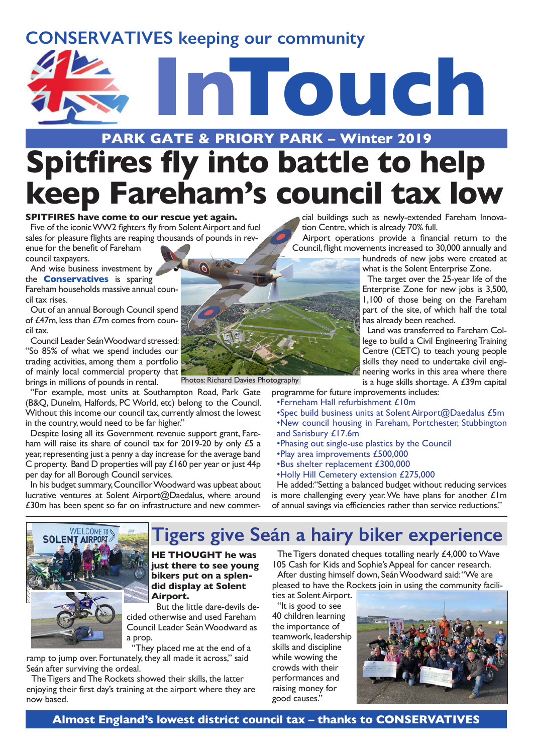CONSERVATIVES keeping our community

# InTouch

## PARK GATE & PRIORY PARK – Winter 2019

# Spitfires fly into battle to help keep Fareham's council tax low

**SPITFIRES have come to our rescue yet again.**

Five of the iconic WW2 fighters fly from Solent Airport and fuel sales for pleasure flights are reaping thousands of pounds in revenue for the benefit of Fareham council taxpayers.

And wise business investment by the **Conservatives** is sparing Fareham households massive annual council tax rises.

Out of an annual Borough Council spend of £47m, less than £7m comes from council tax.

Council Leader Seán Woodward stressed: "So 85% of what we spend includes our trading activities, among them a portfolio of mainly local commercial property that brings in millions of pounds in rental.

"For example, most units at Southampton Road, Park Gate (B&Q, Dunelm, Halfords, PC World, etc) belong to the Council. Without this income our council tax, certainly almost the lowest in the country, would need to be far higher."

Despite losing all its Government revenue support grant, Fareham will raise its share of council tax for 2019-20 by only £5 a year, representing just a penny a day increase for the average band C property. Band D properties will pay £160 per year or just 44p per day for all Borough Council services.

In his budget summary, Councillor Woodward was upbeat about lucrative ventures at Solent Airport@Daedalus, where around £30m has been spent so far on infrastructure and new commercial buildings such as newly-extended Fareham Innovation Centre, which is already 70% full.

Airport operations provide a financial return to the Council, flight movements increased to 30,000 annually and hundreds of new jobs were created at what is the Solent Enterprise Zone.

The target over the 25-year life of the Enterprise Zone for new jobs is 3,500, 1,100 of those being on the Fareham part of the site, of which half the total has already been reached.

Land was transferred to Fareham College to build a Civil Engineering Training Centre (CETC) to teach young people skills they need to undertake civil engineering works in this area where there is a huge skills shortage. A £39m capital programme for future improvements includes:

- Ferneham Hall refurbishment £10m
- Spec build business units at Solent Airport@Daedalus £5m
- New council housing in Fareham, Portchester, Stubbington and Sarisbury £17.6m
- Phasing out single-use plastics by the Council
- Play area improvements £500,000
- Bus shelter replacement £300,000
- Holly Hill Cemetery extension £275,000

He added: "Setting a balanced budget without reducing services is more challenging every year. We have plans for another £1m of annual savings via efficiencies rather than service reductions."

Photos: Richard Davies Photography

## Tigers give Seán a hairy biker experience

**HE THOUGHT he was just there to see young bikers put on a splendid display at Solent Airport.**

But the little dare-devils decided otherwise and used Fareham Council Leader Seán Woodward as a prop.

"They placed me at the end of a ramp to jump over. Fortunately, they all made it across," said Seán after surviving the ordeal.

The Tigers and The Rockets showed their skills, the latter enjoying their first day's training at the airport where they are now based.

The Tigers donated cheques totalling nearly £4,000 to Wave 105 Cash for Kids and Sophie's Appeal for cancer research.

After dusting himself down, Seán Woodward said: "We are pleased to have the Rockets join in using the community facilities at Solent Airport.

"It is good to see 40 children learning the importance of teamwork, leadership skills and discipline while wowing the crowds with their performances and raising money for good causes."

**Almost England's lowest district council tax – thanks to CONSERVATIVES**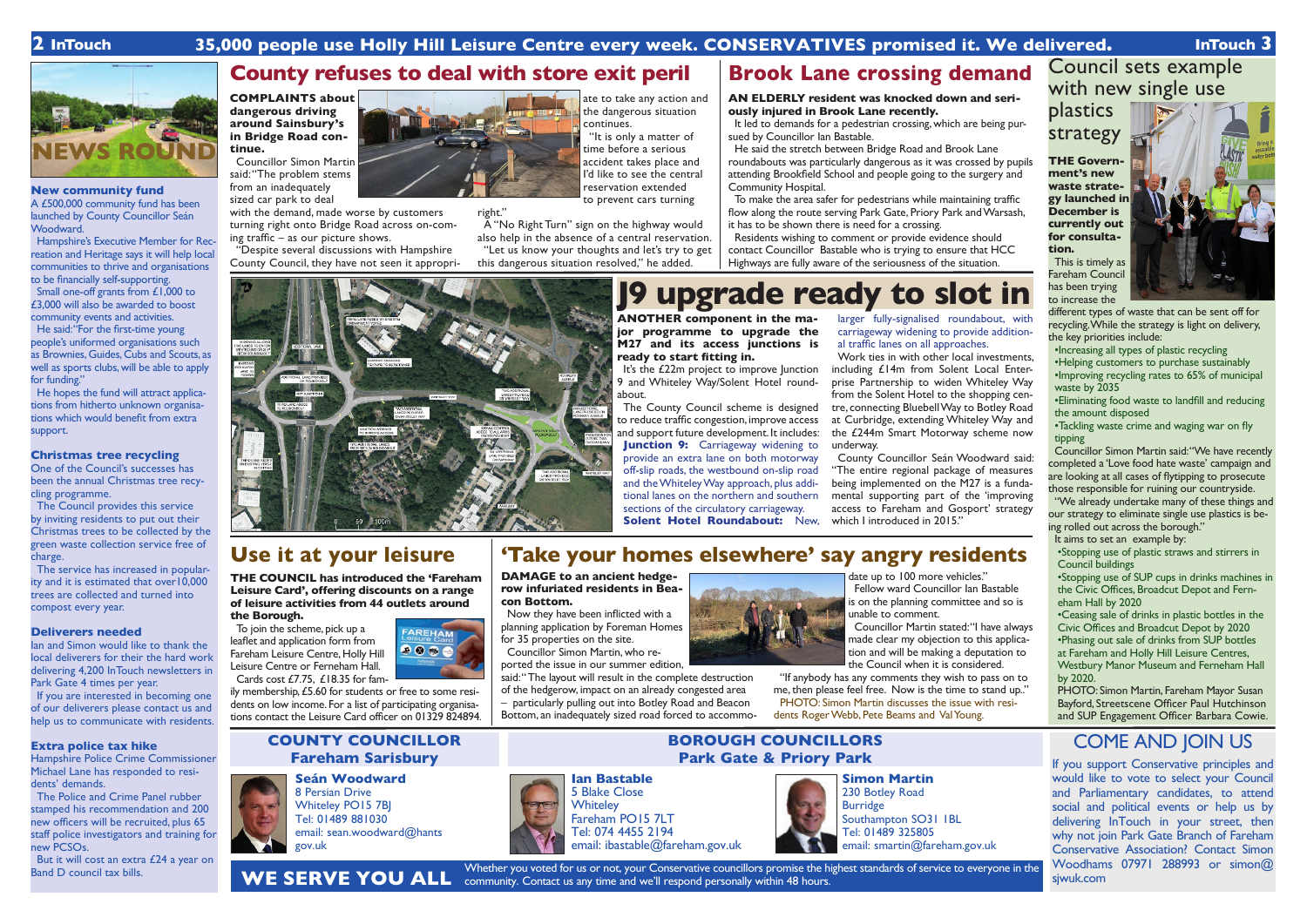35,000 people use Holly Hill Leisure Centre every week. CONSERVATIVES promised it. We delivered.

## NEWS ROUND

### New community fund

A £500,000 community fund has been launched by County Councillor Seán Woodward.

Hampshire's Executive Member for Recreation and Heritage says it will help local communities to thrive and organisations to be financially self-supporting.

Small one-off grants from £1,000 to £3,000 will also be awarded to boost community events and activities.

He said: "For the first-time young people's uniformed organisations such as Brownies, Guides, Cubs and Scouts, as well as sports clubs, will be able to apply for funding."

He hopes the fund will attract applications from hitherto unknown organisations which would benefit from extra support.

### Christmas tree recycling

One of the Council's successes has been the annual Christmas tree recycling programme.

The Council provides this service by inviting residents to put out their Christmas trees to be collected by the green waste collection service free of charge.

The service has increased in popularity and it is estimated that over 10,000 trees are collected and turned into compost every year.

### Deliverers needed

Ian and Simon would like to thank the local deliverers for their the hard work delivering 4,200 InTouch newsletters in Park Gate 4 times per year.

If you are interested in becoming one of our deliverers please contact us and help us to communicate with residents.

### Extra police tax hike

Hampshire Police Crime Commissioner Michael Lane has responded to residents' demands.

The Police and Crime Panel rubber stamped his recommendation and 200 new officers will be recruited, plus 65 staff police investigators and training for new PCSOs.

But it will cost an extra £24 a year on Band D council tax bills.

## County refuses to deal with store exit peril

**COMPLAINTS about dangerous driving around Sainsbury's in Bridge Road continue.**

Councillor Simon Martin said: "The problem stems from an inadequately sized car park to deal with the demand, made worse by customers turning right onto Bridge Road across on-coming traffic – as our picture shows.

"Despite several discussions with Hampshire County Council, they have not seen it appropriate to take any action and the dangerous situation continues.

"It is only a matter of time before a serious accident takes place and I'd like to see the central reservation extended to prevent cars turning right."

A "No Right Turn" sign on the highway would also help in the absence of a central reservation.

"Let us know your thoughts and let's try to get this dangerous situation resolved," he added.

## Brook Lane crossing demand

**AN ELDERLY resident was knocked down and seriously injured in Brook Lane recently.**

It led to demands for a pedestrian crossing, which are being pursued by Councillor Ian Bastable.

He said the stretch between Bridge Road and Brook Lane roundabouts was particularly dangerous as it was crossed by pupils attending Brookfield School and people going to the surgery and Community Hospital.

To make the area safer for pedestrians while maintaining traffic flow along the route serving Park Gate, Priory Park and Warsash, it has to be shown there is need for a crossing.

Residents wishing to comment or provide evidence should contact Councillor Bastable who is trying to ensure that HCC Highways are fully aware of the seriousness of the situation.

## J9 upgrade ready to slot in

**ANOTHER component in the major programme to upgrade the M27 and its access junctions is ready to start fitting in.**

It's the £22m project to improve Junction 9 and Whiteley Way/Solent Hotel roundabout.

The County Council scheme is designed to reduce traffic congestion, improve access and support future development. It includes:

**Junction 9:** Carriageway widening to provide an extra lane on both motorway off-slip roads, the westbound on-slip road and the Whiteley Way approach, plus additional lanes on the northern and southern sections of the circulatory carriageway.

**Solent Hotel Roundabout:** New, larger fully-signalised roundabout, with carriageway widening to provide additional traffic lanes on all approaches.

Work ties in with other local investments, including £14m from Solent Local Enterprise Partnership to widen Whiteley Way from the Solent Hotel to the shopping centre, connecting Bluebell Way to Botley Road at Curbridge, extending Whiteley Way and the £244m Smart Motorway scheme now underway.

County Councillor Seán Woodward said: "The entire regional package of measures being implemented on the M27 is a fundamental supporting part of the 'improving access to Fareham and Gosport' strategy which I introduced in 2015."

## Council sets example with new single use plastics strategy

**THE Government's new waste strategy launched in December is currently out for consultation.**

This is timely as Fareham Council has been trying to increase the different types of waste that can be sent off for recycling. While the strategy is light on delivery, the key priorities include:

- Increasing all types of plastic recycling
- Helping customers to purchase sustainably
- Improving recycling rates to 65% of municipal waste by 2035
- Eliminating food waste to landfill and reducing the amount disposed
- Tackling waste crime and waging war on fly tipping

Councillor Simon Martin said: "We have recently completed a 'Love food hate waste' campaign and are looking at all cases of flytipping to prosecute those responsible for ruining our countryside.

"We already undertake many of these things and our strategy to eliminate single use plastics is being rolled out across the borough."

It aims to set an example by:

- Stopping use of plastic straws and stirrers in Council buildings
- Stopping use of SUP cups in drinks machines in the Civic Offices, Broadcut Depot and Ferneham Hall by 2020
- Ceasing sale of drinks in plastic bottles in the Civic Offices and Broadcut Depot by 2020
- Phasing out sale of drinks from SUP bottles at Fareham and Holly Hill Leisure Centres, Westbury Manor Museum and Ferneham Hall by 2020.

PHOTO: Simon Martin, Fareham Mayor Susan Bayford, Streetscene Officer Paul Hutchinson and SUP Engagement Officer Barbara Cowie.

## Use it at your leisure

**THE COUNCIL has introduced the 'Fareham Leisure Card', offering discounts on a range of leisure activities from 44 outlets around the Borough.**

To join the scheme, pick up a leaflet and application form from Fareham Leisure Centre, Holly Hill Leisure Centre or Ferneham Hall.

Cards cost £7.75, £18.35 for family membership, £5.60 for students or free to some residents on low income. For a list of participating organisations contact the Leisure Card officer on 01329 824894.

## 'Take your homes elsewhere' say angry residents

**DAMAGE to an ancient hedgerow infuriated residents in Beacon Bottom.**

Now they have been inflicted with a planning application by Foreman Homes for 35 properties on the site.

Councillor Simon Martin, who reported the issue in our summer edition, said: "The layout will result in the complete destruction of the hedgerow, impact on an already congested area – particularly pulling out into Botley Road and Beacon Bottom, an inadequately sized road forced to accommodate up to 100 more vehicles."

Fellow ward Councillor Ian Bastable is on the planning committee and so is unable to comment.

Councillor Martin stated: "I have always made clear my objection to this application and will be making a deputation to the Council when it is considered.

"If anybody has any comments they wish to pass on to me, then please feel free. Now is the time to stand up."

PHOTO: Simon Martin discusses the issue with residents Roger Webb, Pete Beams and Val Young.

## COUNTY COUNCILLOR Fareham Sarisbury

**Seán Woodward**
8 Persian Drive
Whiteley PO15 7BJ
Tel: 01489 881030
email: sean.woodward@hants.gov.uk

## BOROUGH COUNCILLORS Park Gate & Priory Park

**Ian Bastable**
5 Blake Close
Whiteley
Fareham PO15 7LT
Tel: 074 4455 2194
email: ibastable@fareham.gov.uk

**Simon Martin**
230 Botley Road
Burridge
Southampton SO31 1BL
Tel: 01489 325805
email: smartin@fareham.gov.uk

**WE SERVE YOU ALL** Whether you voted for us or not, your Conservative councillors promise the highest standards of service to everyone in the community. Contact us any time and we'll respond personally within 48 hours.

## COME AND JOIN US

If you support Conservative principles and would like to vote to select your Council and Parliamentary candidates, to attend social and political events or help us by delivering InTouch in your street, then why not join Park Gate Branch of Fareham Conservative Association? Contact Simon Woodhams 07971 288993 or simon@sjwuk.com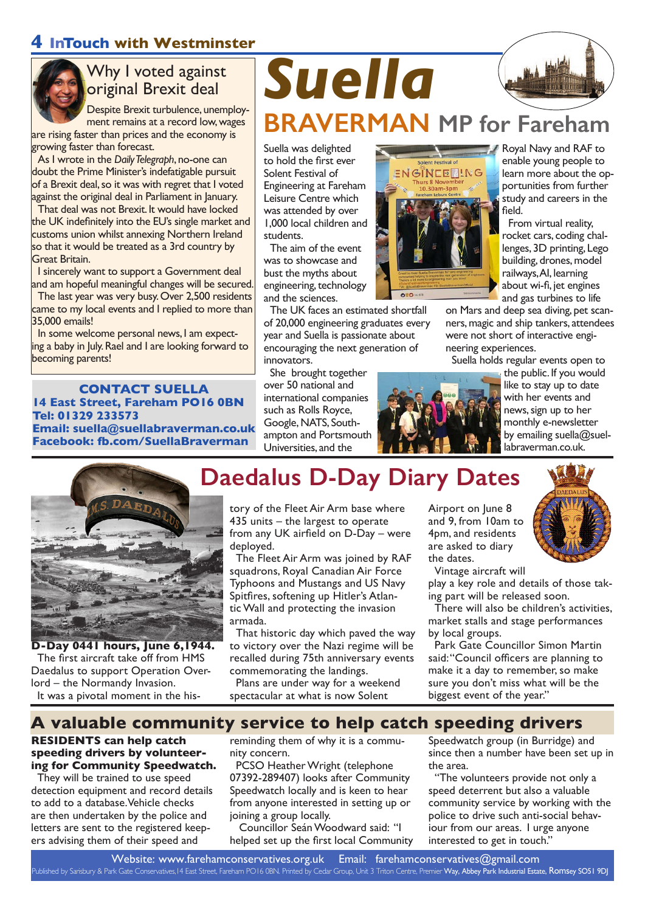# Suella BRAVERMAN MP for Fareham

## Why I voted against original Brexit deal

Despite Brexit turbulence, unemployment remains at a record low, wages are rising faster than prices and the economy is growing faster than forecast.

As I wrote in the *Daily Telegraph*, no-one can doubt the Prime Minister's indefatigable pursuit of a Brexit deal, so it was with regret that I voted against the original deal in Parliament in January.

That deal was not Brexit. It would have locked the UK indefinitely into the EU's single market and customs union whilst annexing Northern Ireland so that it would be treated as a 3rd country by Great Britain.

I sincerely want to support a Government deal and am hopeful meaningful changes will be secured.

The last year was very busy. Over 2,500 residents came to my local events and I replied to more than 35,000 emails!

In some welcome personal news, I am expecting a baby in July. Rael and I are looking forward to becoming parents!

**CONTACT SUELLA**
**14 East Street, Fareham PO16 0BN**
**Tel: 01329 233573**
**Email: suella@suellabraverman.co.uk**
**Facebook: fb.com/SuellaBraverman**

Suella was delighted to hold the first ever Solent Festival of Engineering at Fareham Leisure Centre which was attended by over 1,000 local children and students.

The aim of the event was to showcase and bust the myths about engineering, technology and the sciences.

The UK faces an estimated shortfall of 20,000 engineering graduates every year and Suella is passionate about encouraging the next generation of innovators.

She brought together over 50 national and international companies such as Rolls Royce, Google, NATS, Southampton and Portsmouth Universities, and the Royal Navy and RAF to enable young people to learn more about the opportunities from further study and careers in the field.

From virtual reality, rocket cars, coding challenges, 3D printing, Lego building, drones, model railways, AI, learning about wi-fi, jet engines and gas turbines to life on Mars and deep sea diving, pet scanners, magic and ship tankers, attendees were not short of interactive engineering experiences.

Suella holds regular events open to the public. If you would like to stay up to date with her events and news, sign up to her monthly e-newsletter by emailing suella@suellabraverman.co.uk.

## Daedalus D-Day Diary Dates

**D-Day 0441 hours, June 6, 1944.**

The first aircraft take off from HMS Daedalus to support Operation Overlord – the Normandy Invasion.

It was a pivotal moment in the history of the Fleet Air Arm base where 435 units – the largest to operate from any UK airfield on D-Day – were deployed.

The Fleet Air Arm was joined by RAF squadrons, Royal Canadian Air Force Typhoons and Mustangs and US Navy Spitfires, softening up Hitler's Atlantic Wall and protecting the invasion armada.

That historic day which paved the way to victory over the Nazi regime will be recalled during 75th anniversary events commemorating the landings.

Plans are under way for a weekend spectacular at what is now Solent Airport on June 8 and 9, from 10am to 4pm, and residents are asked to diary the dates.

Vintage aircraft will play a key role and details of those taking part will be released soon.

There will also be children's activities, market stalls and stage performances by local groups.

Park Gate Councillor Simon Martin said: "Council officers are planning to make it a day to remember, so make sure you don't miss what will be the biggest event of the year."

## A valuable community service to help catch speeding drivers

**RESIDENTS can help catch speeding drivers by volunteering for Community Speedwatch.**

They will be trained to use speed detection equipment and record details to add to a database. Vehicle checks are then undertaken by the police and letters are sent to the registered keepers advising them of their speed and reminding them of why it is a community concern.

PCSO Heather Wright (telephone 07392-289407) looks after Community Speedwatch locally and is keen to hear from anyone interested in setting up or joining a group locally.

Councillor Seán Woodward said: "I helped set up the first local Community Speedwatch group (in Burridge) and since then a number have been set up in the area.

"The volunteers provide not only a speed deterrent but also a valuable community service by working with the police to drive such anti-social behaviour from our areas. I urge anyone interested to get in touch."

Website: www.farehamconservatives.org.uk Email: farehamconservatives@gmail.com

Published by Sarisbury & Park Gate Conservatives, 14 East Street, Fareham PO16 0BN. Printed by Cedar Group, Unit 3 Triton Centre, Premier Way, Abbey Park Industrial Estate, Romsey SO51 9DJ